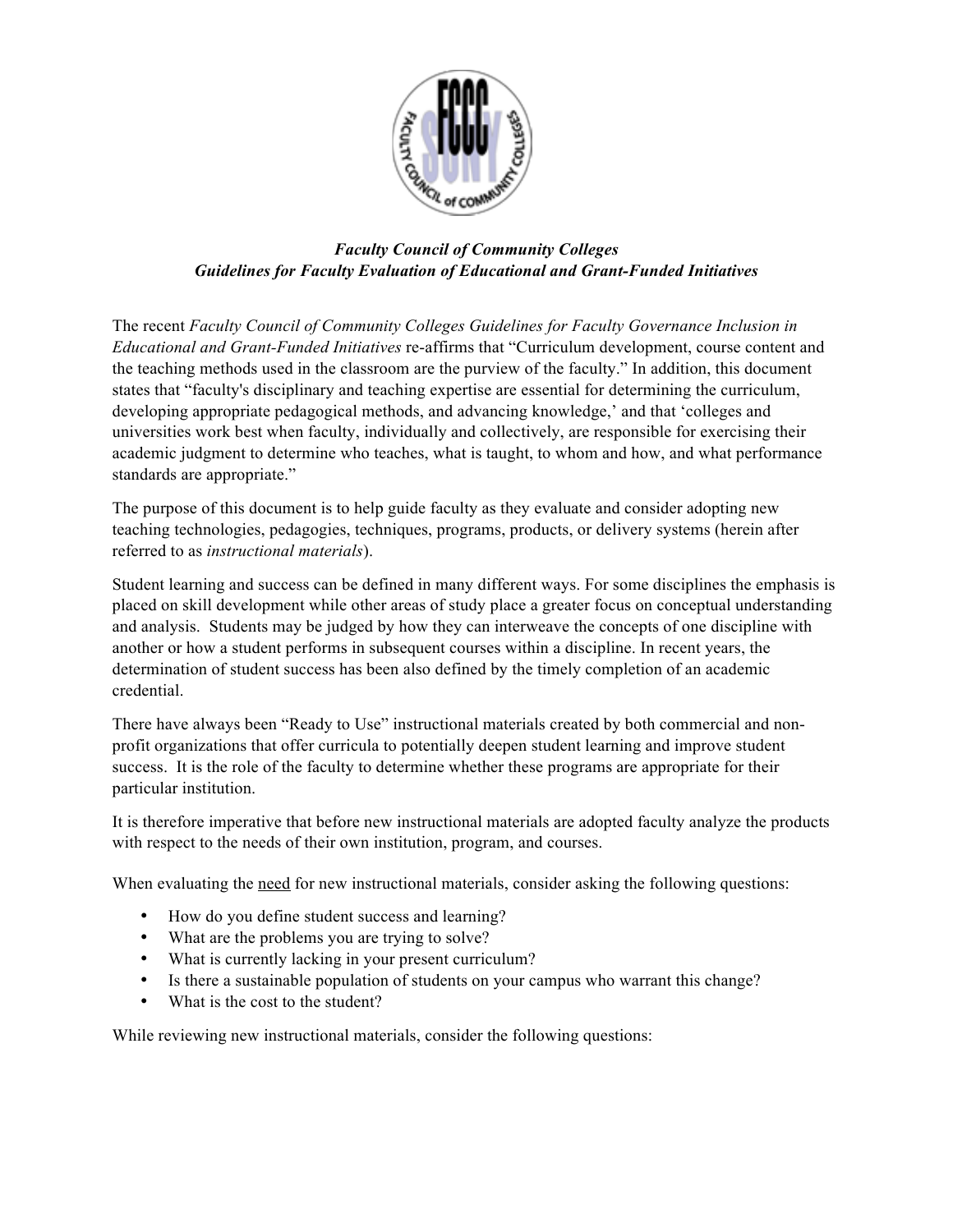***Faculty Council of Community Colleges***
***Guidelines for Faculty Evaluation of Educational and Grant-Funded Initiatives***

The recent *Faculty Council of Community Colleges Guidelines for Faculty Governance Inclusion in Educational and Grant-Funded Initiatives* re-affirms that "Curriculum development, course content and the teaching methods used in the classroom are the purview of the faculty." In addition, this document states that "faculty's disciplinary and teaching expertise are essential for determining the curriculum, developing appropriate pedagogical methods, and advancing knowledge,' and that 'colleges and universities work best when faculty, individually and collectively, are responsible for exercising their academic judgment to determine who teaches, what is taught, to whom and how, and what performance standards are appropriate."

The purpose of this document is to help guide faculty as they evaluate and consider adopting new teaching technologies, pedagogies, techniques, programs, products, or delivery systems (herein after referred to as *instructional materials*).

Student learning and success can be defined in many different ways. For some disciplines the emphasis is placed on skill development while other areas of study place a greater focus on conceptual understanding and analysis. Students may be judged by how they can interweave the concepts of one discipline with another or how a student performs in subsequent courses within a discipline. In recent years, the determination of student success has been also defined by the timely completion of an academic credential.

There have always been "Ready to Use" instructional materials created by both commercial and non-profit organizations that offer curricula to potentially deepen student learning and improve student success. It is the role of the faculty to determine whether these programs are appropriate for their particular institution.

It is therefore imperative that before new instructional materials are adopted faculty analyze the products with respect to the needs of their own institution, program, and courses.

When evaluating the <u>need</u> for new instructional materials, consider asking the following questions:

- How do you define student success and learning?
- What are the problems you are trying to solve?
- What is currently lacking in your present curriculum?
- Is there a sustainable population of students on your campus who warrant this change?
- What is the cost to the student?

While reviewing new instructional materials, consider the following questions: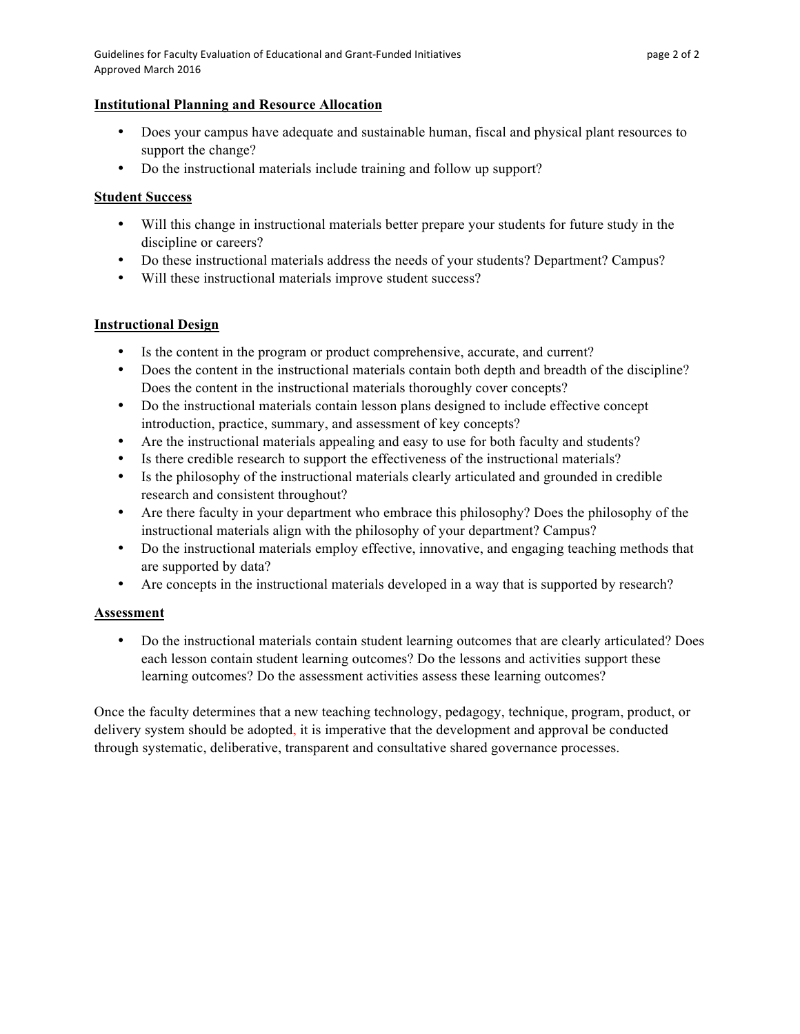**Institutional Planning and Resource Allocation**

- Does your campus have adequate and sustainable human, fiscal and physical plant resources to support the change?
- Do the instructional materials include training and follow up support?

**Student Success**

- Will this change in instructional materials better prepare your students for future study in the discipline or careers?
- Do these instructional materials address the needs of your students? Department? Campus?
- Will these instructional materials improve student success?

**Instructional Design**

- Is the content in the program or product comprehensive, accurate, and current?
- Does the content in the instructional materials contain both depth and breadth of the discipline? Does the content in the instructional materials thoroughly cover concepts?
- Do the instructional materials contain lesson plans designed to include effective concept introduction, practice, summary, and assessment of key concepts?
- Are the instructional materials appealing and easy to use for both faculty and students?
- Is there credible research to support the effectiveness of the instructional materials?
- Is the philosophy of the instructional materials clearly articulated and grounded in credible research and consistent throughout?
- Are there faculty in your department who embrace this philosophy? Does the philosophy of the instructional materials align with the philosophy of your department? Campus?
- Do the instructional materials employ effective, innovative, and engaging teaching methods that are supported by data?
- Are concepts in the instructional materials developed in a way that is supported by research?

**Assessment**

- Do the instructional materials contain student learning outcomes that are clearly articulated? Does each lesson contain student learning outcomes? Do the lessons and activities support these learning outcomes? Do the assessment activities assess these learning outcomes?

Once the faculty determines that a new teaching technology, pedagogy, technique, program, product, or delivery system should be adopted, it is imperative that the development and approval be conducted through systematic, deliberative, transparent and consultative shared governance processes.